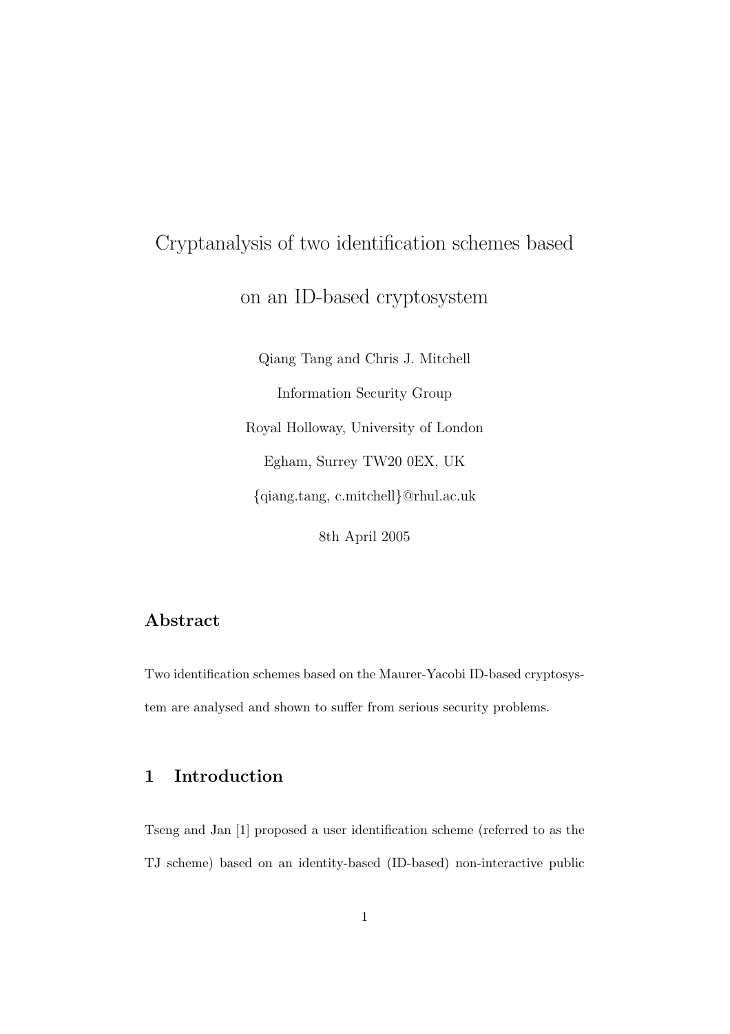# Cryptanalysis of two identification schemes based on an ID-based cryptosystem

Qiang Tang and Chris J. Mitchell

Information Security Group

Royal Holloway, University of London

Egham, Surrey TW20 0EX, UK

{qiang.tang, c.mitchell}@rhul.ac.uk

8th April 2005

## Abstract

Two identification schemes based on the Maurer-Yacobi ID-based cryptosystem are analysed and shown to suffer from serious security problems.

## 1 Introduction

Tseng and Jan [1] proposed a user identification scheme (referred to as the TJ scheme) based on an identity-based (ID-based) non-interactive public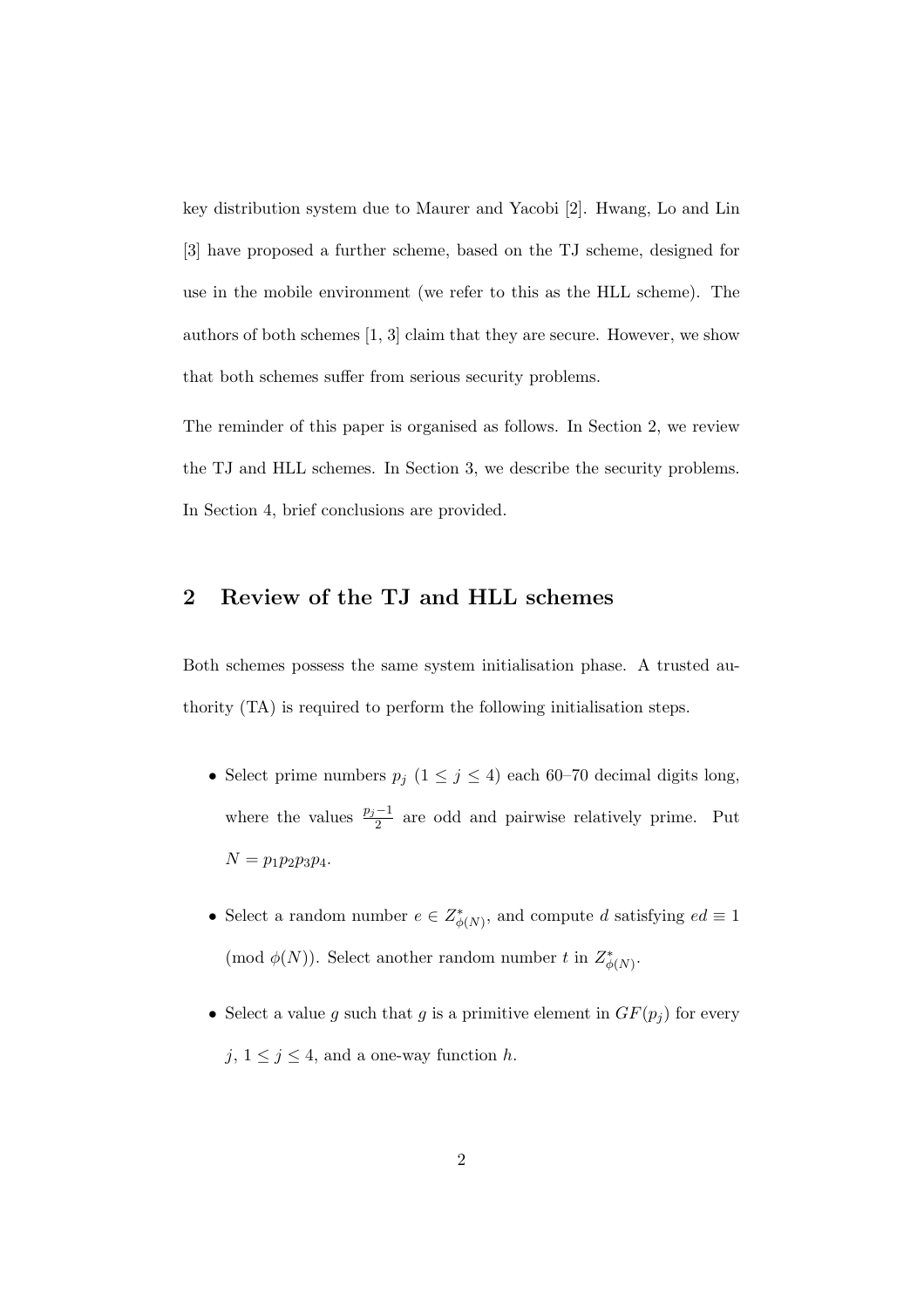key distribution system due to Maurer and Yacobi [2]. Hwang, Lo and Lin [3] have proposed a further scheme, based on the TJ scheme, designed for use in the mobile environment (we refer to this as the HLL scheme). The authors of both schemes [1, 3] claim that they are secure. However, we show that both schemes suffer from serious security problems.

The reminder of this paper is organised as follows. In Section 2, we review the TJ and HLL schemes. In Section 3, we describe the security problems. In Section 4, brief conclusions are provided.

## 2 Review of the TJ and HLL schemes

Both schemes possess the same system initialisation phase. A trusted authority (TA) is required to perform the following initialisation steps.

- Select prime numbers $p_j$ ($1 \le j \le 4$) each 60–70 decimal digits long, where the values $\frac{p_j-1}{2}$ are odd and pairwise relatively prime. Put $N = p_1p_2p_3p_4$.
- Select a random number $e \in Z^*_{\phi(N)}$, and compute $d$ satisfying $ed \equiv 1 \pmod{\phi(N)}$. Select another random number $t$ in $Z^*_{\phi(N)}$.
- Select a value $g$ such that $g$ is a primitive element in $GF(p_j)$ for every $j$, $1 \le j \le 4$, and a one-way function $h$.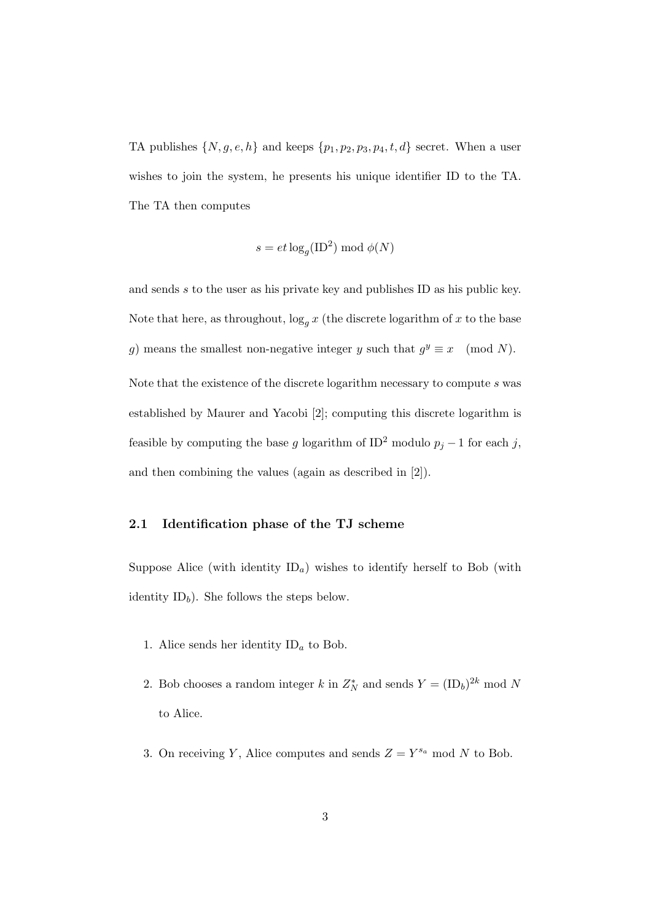TA publishes $\{N, g, e, h\}$ and keeps $\{p_1, p_2, p_3, p_4, t, d\}$ secret. When a user wishes to join the system, he presents his unique identifier ID to the TA. The TA then computes

$$s = et \log_g(\mathrm{ID}^2) \bmod \phi(N)$$

and sends $s$ to the user as his private key and publishes ID as his public key. Note that here, as throughout, $\log_g x$ (the discrete logarithm of $x$ to the base $g$) means the smallest non-negative integer $y$ such that $g^y \equiv x \pmod{N}$.

Note that the existence of the discrete logarithm necessary to compute $s$ was established by Maurer and Yacobi [2]; computing this discrete logarithm is feasible by computing the base $g$ logarithm of $\mathrm{ID}^2$ modulo $p_j - 1$ for each $j$, and then combining the values (again as described in [2]).

### 2.1 Identification phase of the TJ scheme

Suppose Alice (with identity $\mathrm{ID}_a$) wishes to identify herself to Bob (with identity $\mathrm{ID}_b$). She follows the steps below.

1. Alice sends her identity $\mathrm{ID}_a$ to Bob.
2. Bob chooses a random integer $k$ in $Z_N^*$ and sends $Y = (\mathrm{ID}_b)^{2k} \bmod N$ to Alice.
3. On receiving $Y$, Alice computes and sends $Z = Y^{s_a} \bmod N$ to Bob.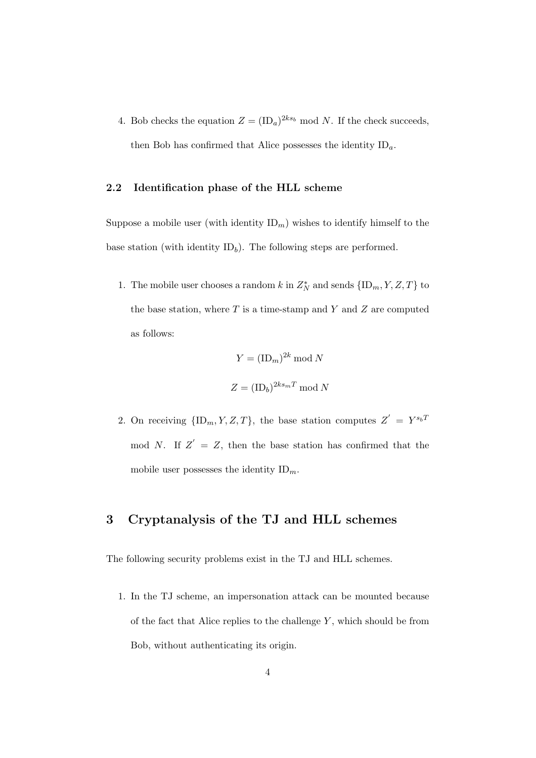4. Bob checks the equation $Z = (\mathrm{ID}_a)^{2ks_b} \bmod N$. If the check succeeds, then Bob has confirmed that Alice possesses the identity $\mathrm{ID}_a$.

### 2.2 Identification phase of the HLL scheme

Suppose a mobile user (with identity $\mathrm{ID}_m$) wishes to identify himself to the base station (with identity $\mathrm{ID}_b$). The following steps are performed.

1. The mobile user chooses a random $k$ in $Z_N^*$ and sends $\{\mathrm{ID}_m, Y, Z, T\}$ to the base station, where $T$ is a time-stamp and $Y$ and $Z$ are computed as follows:

$$Y = (\mathrm{ID}_m)^{2k} \bmod N$$

$$Z = (\mathrm{ID}_b)^{2ks_m T} \bmod N$$

2. On receiving $\{\mathrm{ID}_m, Y, Z, T\}$, the base station computes $Z' = Y^{s_b T} \bmod N$. If $Z' = Z$, then the base station has confirmed that the mobile user possesses the identity $\mathrm{ID}_m$.

## 3 Cryptanalysis of the TJ and HLL schemes

The following security problems exist in the TJ and HLL schemes.

1. In the TJ scheme, an impersonation attack can be mounted because of the fact that Alice replies to the challenge $Y$, which should be from Bob, without authenticating its origin.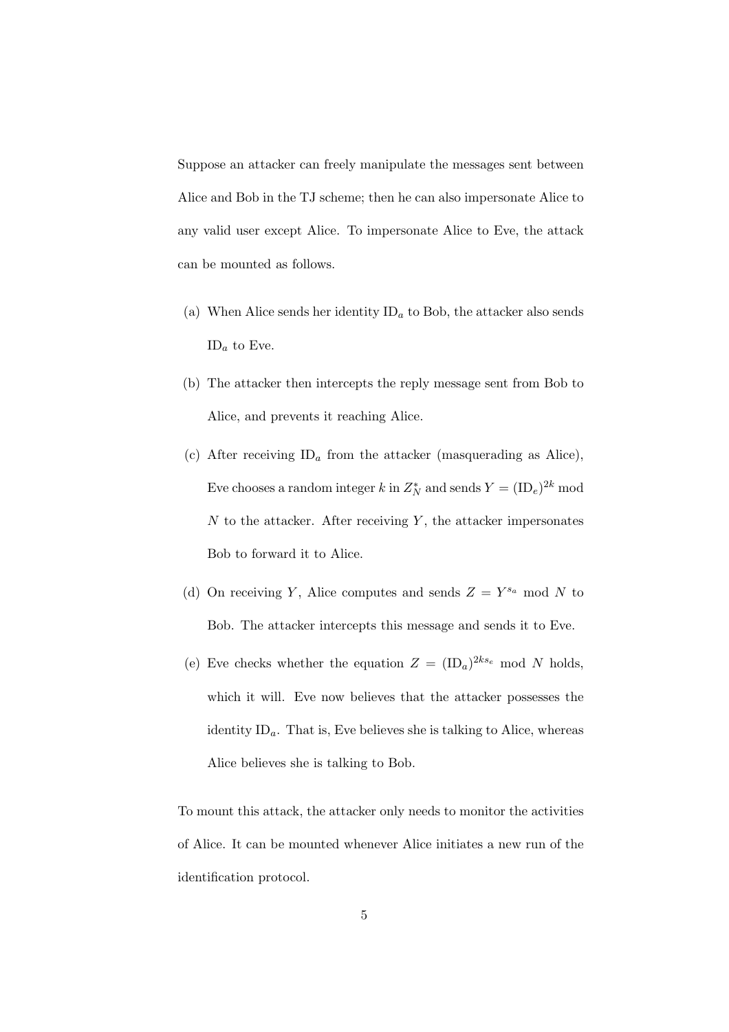Suppose an attacker can freely manipulate the messages sent between Alice and Bob in the TJ scheme; then he can also impersonate Alice to any valid user except Alice. To impersonate Alice to Eve, the attack can be mounted as follows.

(a) When Alice sends her identity $\mathrm{ID}_a$ to Bob, the attacker also sends $\mathrm{ID}_a$ to Eve.

(b) The attacker then intercepts the reply message sent from Bob to Alice, and prevents it reaching Alice.

(c) After receiving $\mathrm{ID}_a$ from the attacker (masquerading as Alice), Eve chooses a random integer $k$ in $Z_N^*$ and sends $Y = (\mathrm{ID}_e)^{2k} \bmod N$ to the attacker. After receiving $Y$, the attacker impersonates Bob to forward it to Alice.

(d) On receiving $Y$, Alice computes and sends $Z = Y^{s_a} \bmod N$ to Bob. The attacker intercepts this message and sends it to Eve.

(e) Eve checks whether the equation $Z = (\mathrm{ID}_a)^{2ks_e} \bmod N$ holds, which it will. Eve now believes that the attacker possesses the identity $\mathrm{ID}_a$. That is, Eve believes she is talking to Alice, whereas Alice believes she is talking to Bob.

To mount this attack, the attacker only needs to monitor the activities of Alice. It can be mounted whenever Alice initiates a new run of the identification protocol.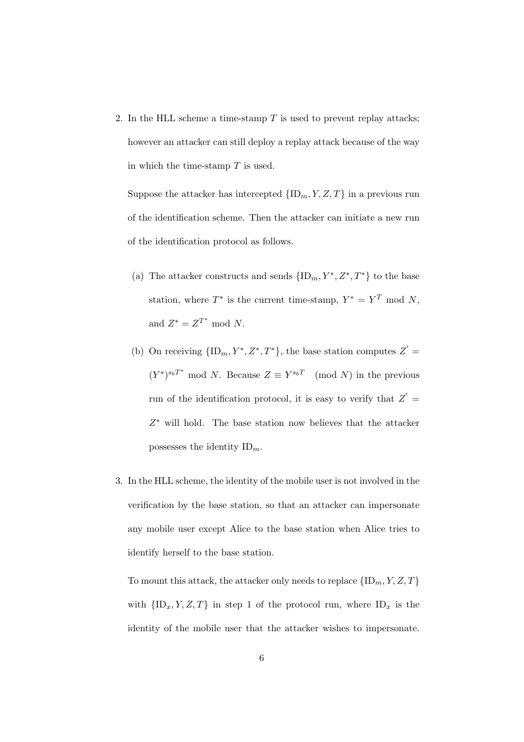2. In the HLL scheme a time-stamp $T$ is used to prevent replay attacks; however an attacker can still deploy a replay attack because of the way in which the time-stamp $T$ is used.

   Suppose the attacker has intercepted $\{\mathrm{ID}_m, Y, Z, T\}$ in a previous run of the identification scheme. Then the attacker can initiate a new run of the identification protocol as follows.

   (a) The attacker constructs and sends $\{\mathrm{ID}_m, Y^*, Z^*, T^*\}$ to the base station, where $T^*$ is the current time-stamp, $Y^* = Y^T \bmod N$, and $Z^* = Z^{T^*} \bmod N$.

   (b) On receiving $\{\mathrm{ID}_m, Y^*, Z^*, T^*\}$, the base station computes $Z' = (Y^*)^{s_b T^*} \bmod N$. Because $Z \equiv Y^{s_b T} \pmod{N}$ in the previous run of the identification protocol, it is easy to verify that $Z' = Z^*$ will hold. The base station now believes that the attacker possesses the identity $\mathrm{ID}_m$.

3. In the HLL scheme, the identity of the mobile user is not involved in the verification by the base station, so that an attacker can impersonate any mobile user except Alice to the base station when Alice tries to identify herself to the base station.

   To mount this attack, the attacker only needs to replace $\{\mathrm{ID}_m, Y, Z, T\}$ with $\{\mathrm{ID}_x, Y, Z, T\}$ in step 1 of the protocol run, where $\mathrm{ID}_x$ is the identity of the mobile user that the attacker wishes to impersonate.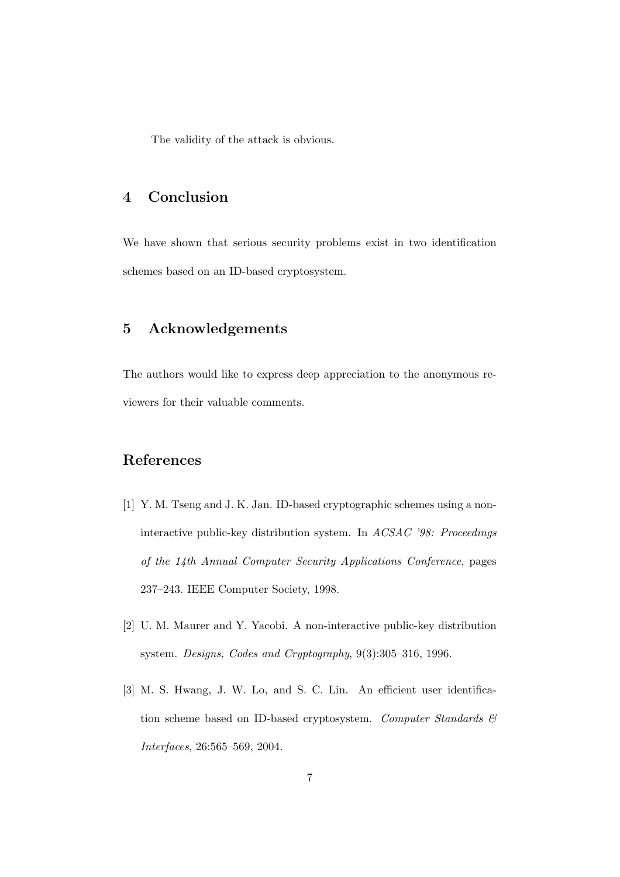The validity of the attack is obvious.

## 4 Conclusion

We have shown that serious security problems exist in two identification schemes based on an ID-based cryptosystem.

## 5 Acknowledgements

The authors would like to express deep appreciation to the anonymous reviewers for their valuable comments.

## References

[1] Y. M. Tseng and J. K. Jan. ID-based cryptographic schemes using a non-interactive public-key distribution system. In *ACSAC '98: Proceedings of the 14th Annual Computer Security Applications Conference*, pages 237–243. IEEE Computer Society, 1998.

[2] U. M. Maurer and Y. Yacobi. A non-interactive public-key distribution system. *Designs, Codes and Cryptography*, 9(3):305–316, 1996.

[3] M. S. Hwang, J. W. Lo, and S. C. Lin. An efficient user identification scheme based on ID-based cryptosystem. *Computer Standards & Interfaces*, 26:565–569, 2004.